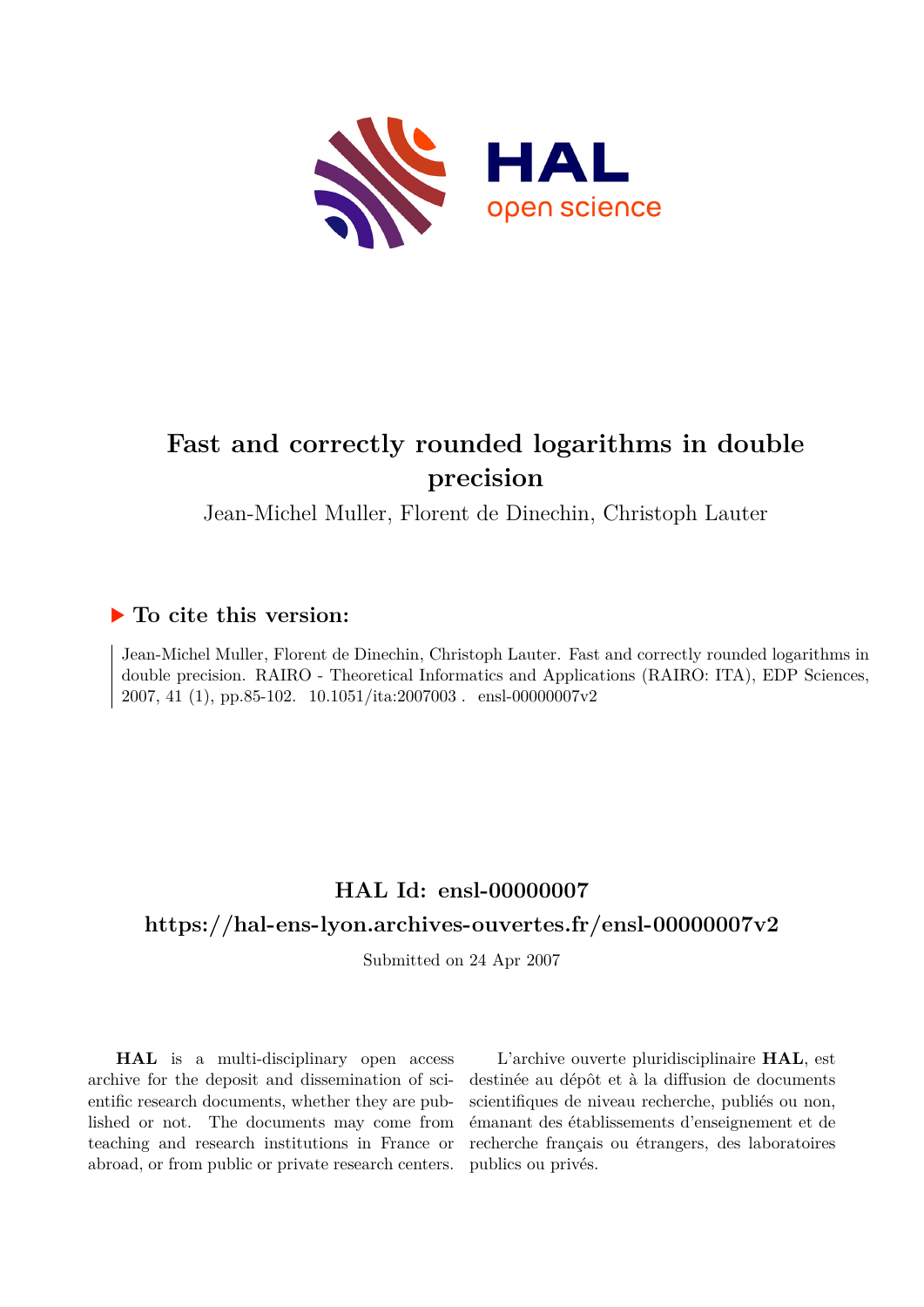# Fast and correctly rounded logarithms in double precision

Jean-Michel Muller, Florent de Dinechin, Christoph Lauter

## ▶ To cite this version:

Jean-Michel Muller, Florent de Dinechin, Christoph Lauter. Fast and correctly rounded logarithms in double precision. RAIRO - Theoretical Informatics and Applications (RAIRO: ITA), EDP Sciences, 2007, 41 (1), pp.85-102. 10.1051/ita:2007003 . ensl-00000007v2

## HAL Id: ensl-00000007

## https://hal-ens-lyon.archives-ouvertes.fr/ensl-00000007v2

Submitted on 24 Apr 2007

**HAL** is a multi-disciplinary open access archive for the deposit and dissemination of scientific research documents, whether they are published or not. The documents may come from teaching and research institutions in France or abroad, or from public or private research centers.

L'archive ouverte pluridisciplinaire **HAL**, est destinée au dépôt et à la diffusion de documents scientifiques de niveau recherche, publiés ou non, émanant des établissements d'enseignement et de recherche français ou étrangers, des laboratoires publics ou privés.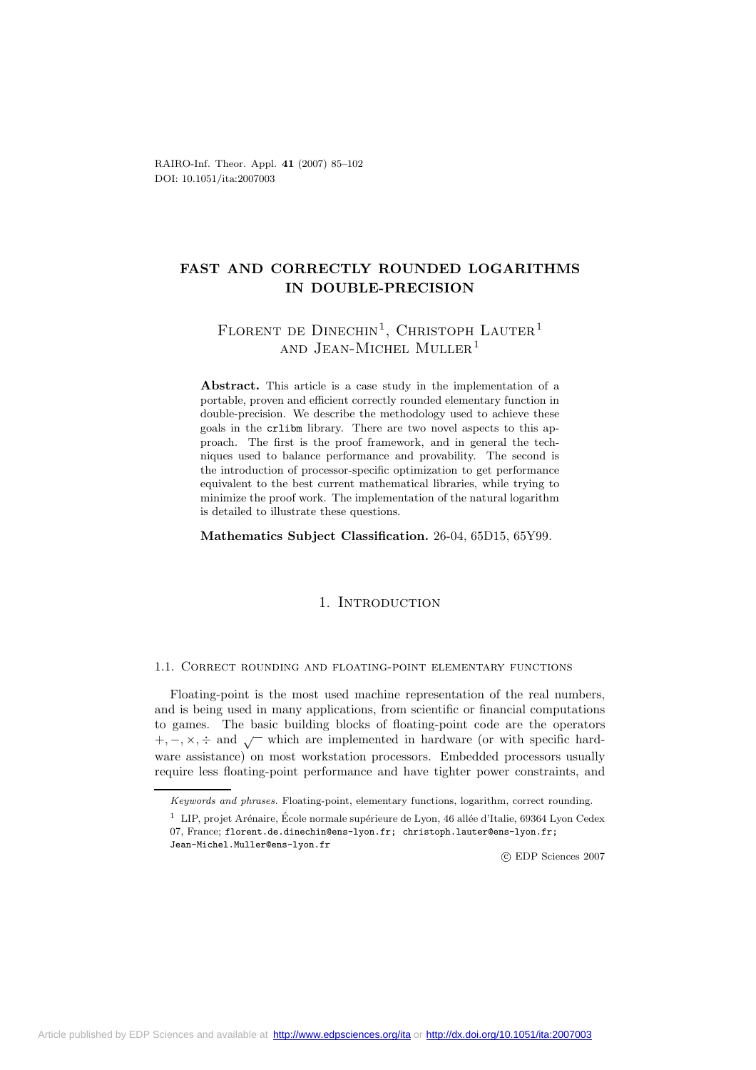# FAST AND CORRECTLY ROUNDED LOGARITHMS IN DOUBLE-PRECISION

Florent de Dinechin[1], Christoph Lauter[1] and Jean-Michel Muller[1]

**Abstract.** This article is a case study in the implementation of a portable, proven and efficient correctly rounded elementary function in double-precision. We describe the methodology used to achieve these goals in the crlibm library. There are two novel aspects to this approach. The first is the proof framework, and in general the techniques used to balance performance and provability. The second is the introduction of processor-specific optimization to get performance equivalent to the best current mathematical libraries, while trying to minimize the proof work. The implementation of the natural logarithm is detailed to illustrate these questions.

**Mathematics Subject Classification.** 26-04, 65D15, 65Y99.

## 1. Introduction

### 1.1. Correct rounding and floating-point elementary functions

Floating-point is the most used machine representation of the real numbers, and is being used in many applications, from scientific or financial computations to games. The basic building blocks of floating-point code are the operators $+, -, \times, \div$ and $\sqrt{\ }$ which are implemented in hardware (or with specific hardware assistance) on most workstation processors. Embedded processors usually require less floating-point performance and have tighter power constraints, and

*Keywords and phrases.* Floating-point, elementary functions, logarithm, correct rounding.

[1] LIP, projet Arénaire, École normale supérieure de Lyon, 46 allée d'Italie, 69364 Lyon Cedex 07, France; florent.de.dinechin@ens-lyon.fr; christoph.lauter@ens-lyon.fr; Jean-Michel.Muller@ens-lyon.fr

© EDP Sciences 2007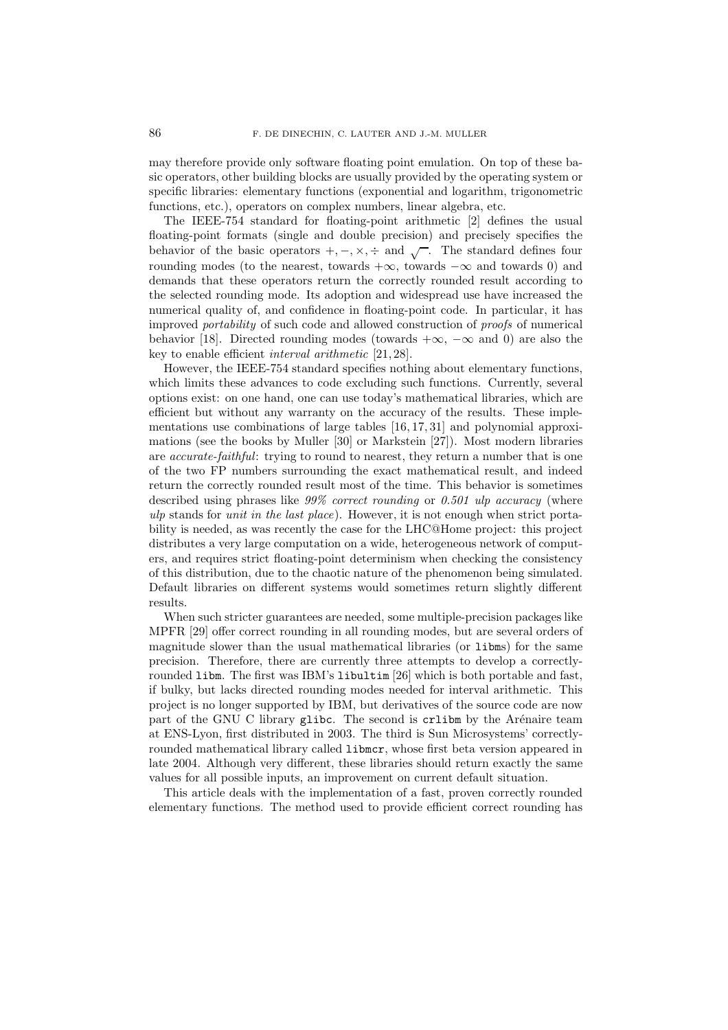may therefore provide only software floating point emulation. On top of these basic operators, other building blocks are usually provided by the operating system or specific libraries: elementary functions (exponential and logarithm, trigonometric functions, etc.), operators on complex numbers, linear algebra, etc.

The IEEE-754 standard for floating-point arithmetic [2] defines the usual floating-point formats (single and double precision) and precisely specifies the behavior of the basic operators $+, -, \times, \div$ and $\sqrt{\ }$. The standard defines four rounding modes (to the nearest, towards $+\infty$, towards $-\infty$ and towards 0) and demands that these operators return the correctly rounded result according to the selected rounding mode. Its adoption and widespread use have increased the numerical quality of, and confidence in floating-point code. In particular, it has improved *portability* of such code and allowed construction of *proofs* of numerical behavior [18]. Directed rounding modes (towards $+\infty$, $-\infty$ and 0) are also the key to enable efficient *interval arithmetic* [21, 28].

However, the IEEE-754 standard specifies nothing about elementary functions, which limits these advances to code excluding such functions. Currently, several options exist: on one hand, one can use today's mathematical libraries, which are efficient but without any warranty on the accuracy of the results. These implementations use combinations of large tables [16, 17, 31] and polynomial approximations (see the books by Muller [30] or Markstein [27]). Most modern libraries are *accurate-faithful*: trying to round to nearest, they return a number that is one of the two FP numbers surrounding the exact mathematical result, and indeed return the correctly rounded result most of the time. This behavior is sometimes described using phrases like *99% correct rounding* or *0.501 ulp accuracy* (where *ulp* stands for *unit in the last place*). However, it is not enough when strict portability is needed, as was recently the case for the LHC@Home project: this project distributes a very large computation on a wide, heterogeneous network of computers, and requires strict floating-point determinism when checking the consistency of this distribution, due to the chaotic nature of the phenomenon being simulated. Default libraries on different systems would sometimes return slightly different results.

When such stricter guarantees are needed, some multiple-precision packages like MPFR [29] offer correct rounding in all rounding modes, but are several orders of magnitude slower than the usual mathematical libraries (or `libm`s) for the same precision. Therefore, there are currently three attempts to develop a correctly-rounded `libm`. The first was IBM's `libultim` [26] which is both portable and fast, if bulky, but lacks directed rounding modes needed for interval arithmetic. This project is no longer supported by IBM, but derivatives of the source code are now part of the GNU C library `glibc`. The second is `crlibm` by the Arénaire team at ENS-Lyon, first distributed in 2003. The third is Sun Microsystems' correctly-rounded mathematical library called `libmcr`, whose first beta version appeared in late 2004. Although very different, these libraries should return exactly the same values for all possible inputs, an improvement on current default situation.

This article deals with the implementation of a fast, proven correctly rounded elementary functions. The method used to provide efficient correct rounding has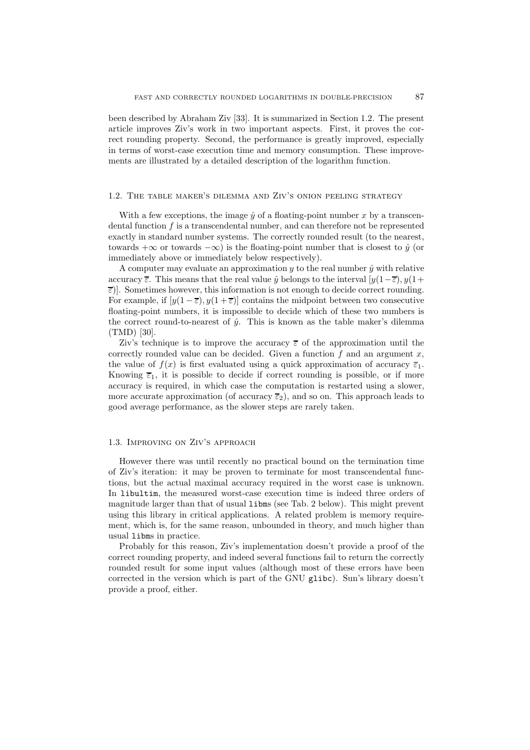been described by Abraham Ziv [33]. It is summarized in Section 1.2. The present article improves Ziv's work in two important aspects. First, it proves the correct rounding property. Second, the performance is greatly improved, especially in terms of worst-case execution time and memory consumption. These improvements are illustrated by a detailed description of the logarithm function.

### 1.2. The table maker's dilemma and Ziv's onion peeling strategy

With a few exceptions, the image $\hat{y}$ of a floating-point number $x$ by a transcendental function $f$ is a transcendental number, and can therefore not be represented exactly in standard number systems. The correctly rounded result (to the nearest, towards $+\infty$ or towards $-\infty$) is the floating-point number that is closest to $\hat{y}$ (or immediately above or immediately below respectively).

A computer may evaluate an approximation $y$ to the real number $\hat{y}$ with relative accuracy $\overline{\varepsilon}$. This means that the real value $\hat{y}$ belongs to the interval $[y(1-\overline{\varepsilon}), y(1+\overline{\varepsilon})]$. Sometimes however, this information is not enough to decide correct rounding. For example, if $[y(1-\overline{\varepsilon}), y(1+\overline{\varepsilon})]$ contains the midpoint between two consecutive floating-point numbers, it is impossible to decide which of these two numbers is the correct round-to-nearest of $\hat{y}$. This is known as the table maker's dilemma (TMD) [30].

Ziv's technique is to improve the accuracy $\overline{\varepsilon}$ of the approximation until the correctly rounded value can be decided. Given a function $f$ and an argument $x$, the value of $f(x)$ is first evaluated using a quick approximation of accuracy $\overline{\varepsilon}_1$. Knowing $\overline{\varepsilon}_1$, it is possible to decide if correct rounding is possible, or if more accuracy is required, in which case the computation is restarted using a slower, more accurate approximation (of accuracy $\overline{\varepsilon}_2$), and so on. This approach leads to good average performance, as the slower steps are rarely taken.

### 1.3. Improving on Ziv's approach

However there was until recently no practical bound on the termination time of Ziv's iteration: it may be proven to terminate for most transcendental functions, but the actual maximal accuracy required in the worst case is unknown. In `libultim`, the measured worst-case execution time is indeed three orders of magnitude larger than that of usual `libm`s (see Tab. 2 below). This might prevent using this library in critical applications. A related problem is memory requirement, which is, for the same reason, unbounded in theory, and much higher than usual `libm`s in practice.

Probably for this reason, Ziv's implementation doesn't provide a proof of the correct rounding property, and indeed several functions fail to return the correctly rounded result for some input values (although most of these errors have been corrected in the version which is part of the GNU `glibc`). Sun's library doesn't provide a proof, either.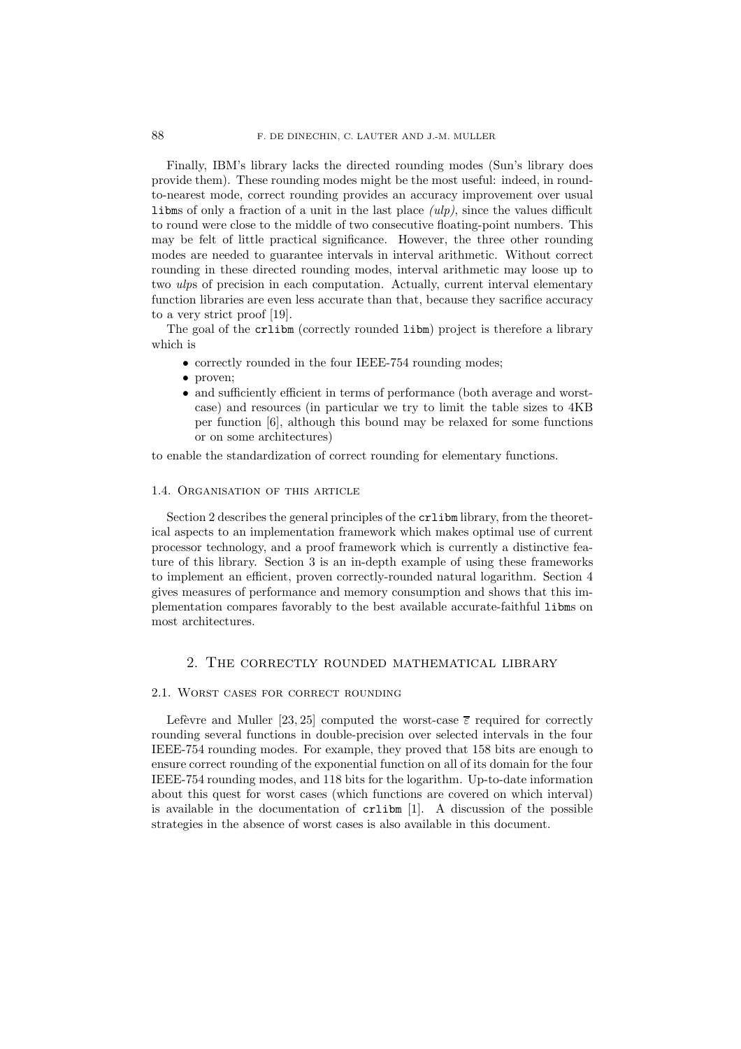Finally, IBM's library lacks the directed rounding modes (Sun's library does provide them). These rounding modes might be the most useful: indeed, in round-to-nearest mode, correct rounding provides an accuracy improvement over usual `libm`s of only a fraction of a unit in the last place *(ulp)*, since the values difficult to round were close to the middle of two consecutive floating-point numbers. This may be felt of little practical significance. However, the three other rounding modes are needed to guarantee intervals in interval arithmetic. Without correct rounding in these directed rounding modes, interval arithmetic may loose up to two *ulp*s of precision in each computation. Actually, current interval elementary function libraries are even less accurate than that, because they sacrifice accuracy to a very strict proof [19].

The goal of the `crlibm` (correctly rounded `libm`) project is therefore a library which is

- correctly rounded in the four IEEE-754 rounding modes;
- proven;
- and sufficiently efficient in terms of performance (both average and worst-case) and resources (in particular we try to limit the table sizes to 4KB per function [6], although this bound may be relaxed for some functions or on some architectures)

to enable the standardization of correct rounding for elementary functions.

### 1.4. Organisation of this article

Section 2 describes the general principles of the `crlibm` library, from the theoretical aspects to an implementation framework which makes optimal use of current processor technology, and a proof framework which is currently a distinctive feature of this library. Section 3 is an in-depth example of using these frameworks to implement an efficient, proven correctly-rounded natural logarithm. Section 4 gives measures of performance and memory consumption and shows that this implementation compares favorably to the best available accurate-faithful `libm`s on most architectures.

## 2. The correctly rounded mathematical library

### 2.1. Worst cases for correct rounding

Lefèvre and Muller [23, 25] computed the worst-case $\overline{\varepsilon}$ required for correctly rounding several functions in double-precision over selected intervals in the four IEEE-754 rounding modes. For example, they proved that 158 bits are enough to ensure correct rounding of the exponential function on all of its domain for the four IEEE-754 rounding modes, and 118 bits for the logarithm. Up-to-date information about this quest for worst cases (which functions are covered on which interval) is available in the documentation of `crlibm` [1]. A discussion of the possible strategies in the absence of worst cases is also available in this document.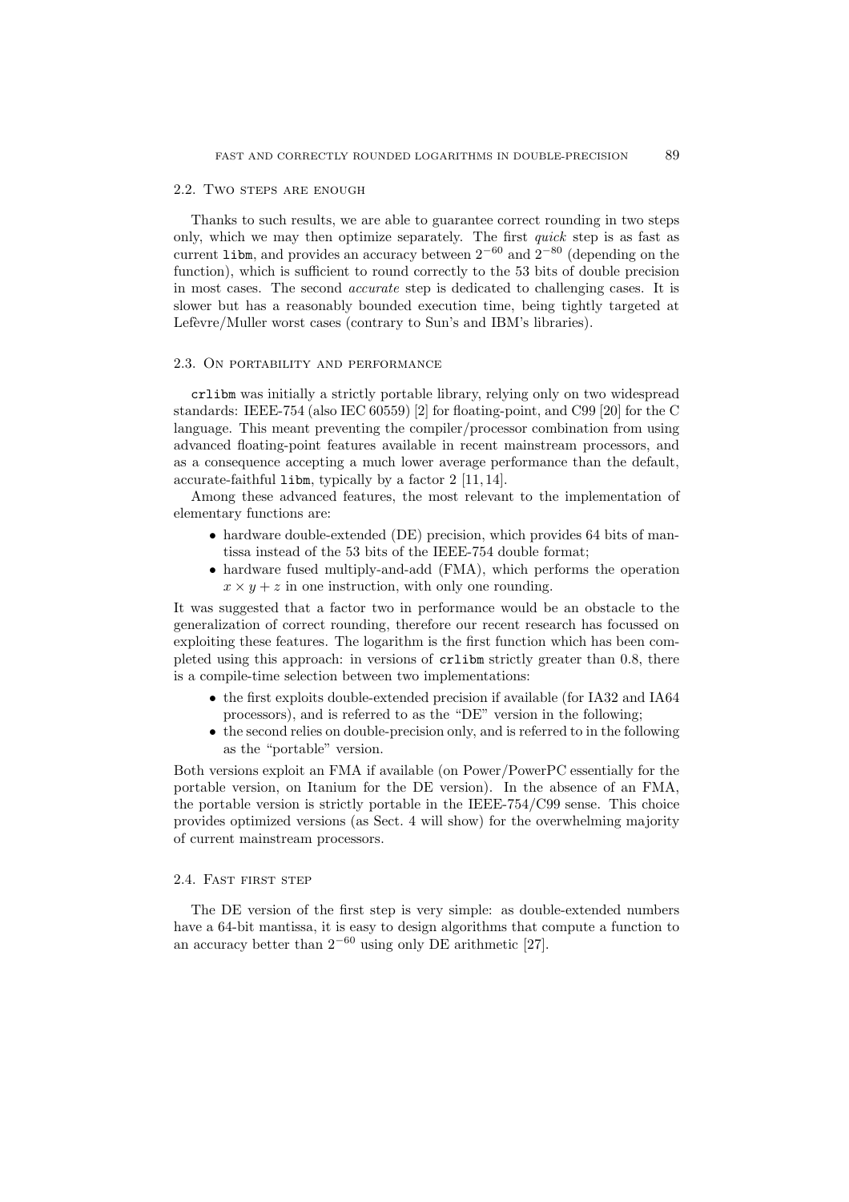### 2.2. Two steps are enough

Thanks to such results, we are able to guarantee correct rounding in two steps only, which we may then optimize separately. The first *quick* step is as fast as current `libm`, and provides an accuracy between $2^{-60}$ and $2^{-80}$ (depending on the function), which is sufficient to round correctly to the 53 bits of double precision in most cases. The second *accurate* step is dedicated to challenging cases. It is slower but has a reasonably bounded execution time, being tightly targeted at Lefèvre/Muller worst cases (contrary to Sun's and IBM's libraries).

### 2.3. On portability and performance

`crlibm` was initially a strictly portable library, relying only on two widespread standards: IEEE-754 (also IEC 60559) [2] for floating-point, and C99 [20] for the C language. This meant preventing the compiler/processor combination from using advanced floating-point features available in recent mainstream processors, and as a consequence accepting a much lower average performance than the default, accurate-faithful `libm`, typically by a factor 2 [11, 14].

Among these advanced features, the most relevant to the implementation of elementary functions are:

- hardware double-extended (DE) precision, which provides 64 bits of mantissa instead of the 53 bits of the IEEE-754 double format;
- hardware fused multiply-and-add (FMA), which performs the operation $x \times y + z$ in one instruction, with only one rounding.

It was suggested that a factor two in performance would be an obstacle to the generalization of correct rounding, therefore our recent research has focussed on exploiting these features. The logarithm is the first function which has been completed using this approach: in versions of `crlibm` strictly greater than 0.8, there is a compile-time selection between two implementations:

- the first exploits double-extended precision if available (for IA32 and IA64 processors), and is referred to as the "DE" version in the following;
- the second relies on double-precision only, and is referred to in the following as the "portable" version.

Both versions exploit an FMA if available (on Power/PowerPC essentially for the portable version, on Itanium for the DE version). In the absence of an FMA, the portable version is strictly portable in the IEEE-754/C99 sense. This choice provides optimized versions (as Sect. 4 will show) for the overwhelming majority of current mainstream processors.

### 2.4. Fast first step

The DE version of the first step is very simple: as double-extended numbers have a 64-bit mantissa, it is easy to design algorithms that compute a function to an accuracy better than $2^{-60}$ using only DE arithmetic [27].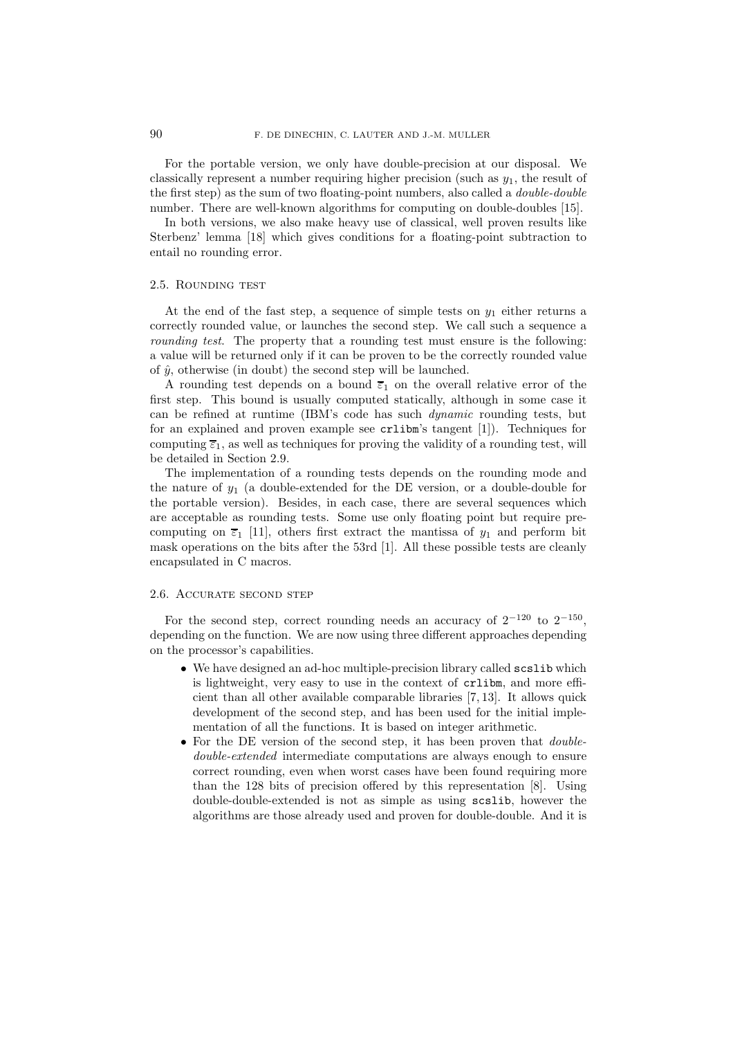For the portable version, we only have double-precision at our disposal. We classically represent a number requiring higher precision (such as $y_1$, the result of the first step) as the sum of two floating-point numbers, also called a *double-double* number. There are well-known algorithms for computing on double-doubles [15].

In both versions, we also make heavy use of classical, well proven results like Sterbenz' lemma [18] which gives conditions for a floating-point subtraction to entail no rounding error.

### 2.5. Rounding test

At the end of the fast step, a sequence of simple tests on $y_1$ either returns a correctly rounded value, or launches the second step. We call such a sequence a *rounding test*. The property that a rounding test must ensure is the following: a value will be returned only if it can be proven to be the correctly rounded value of $\hat{y}$, otherwise (in doubt) the second step will be launched.

A rounding test depends on a bound $\overline{\varepsilon}_1$ on the overall relative error of the first step. This bound is usually computed statically, although in some case it can be refined at runtime (IBM's code has such *dynamic* rounding tests, but for an explained and proven example see `crlibm`'s tangent [1]). Techniques for computing $\overline{\varepsilon}_1$, as well as techniques for proving the validity of a rounding test, will be detailed in Section 2.9.

The implementation of a rounding tests depends on the rounding mode and the nature of $y_1$ (a double-extended for the DE version, or a double-double for the portable version). Besides, in each case, there are several sequences which are acceptable as rounding tests. Some use only floating point but require precomputing on $\overline{\varepsilon}_1$ [11], others first extract the mantissa of $y_1$ and perform bit mask operations on the bits after the 53rd [1]. All these possible tests are cleanly encapsulated in C macros.

### 2.6. Accurate second step

For the second step, correct rounding needs an accuracy of $2^{-120}$ to $2^{-150}$, depending on the function. We are now using three different approaches depending on the processor's capabilities.

- We have designed an ad-hoc multiple-precision library called `scslib` which is lightweight, very easy to use in the context of `crlibm`, and more efficient than all other available comparable libraries [7, 13]. It allows quick development of the second step, and has been used for the initial implementation of all the functions. It is based on integer arithmetic.
- For the DE version of the second step, it has been proven that *double-double-extended* intermediate computations are always enough to ensure correct rounding, even when worst cases have been found requiring more than the 128 bits of precision offered by this representation [8]. Using double-double-extended is not as simple as using `scslib`, however the algorithms are those already used and proven for double-double. And it is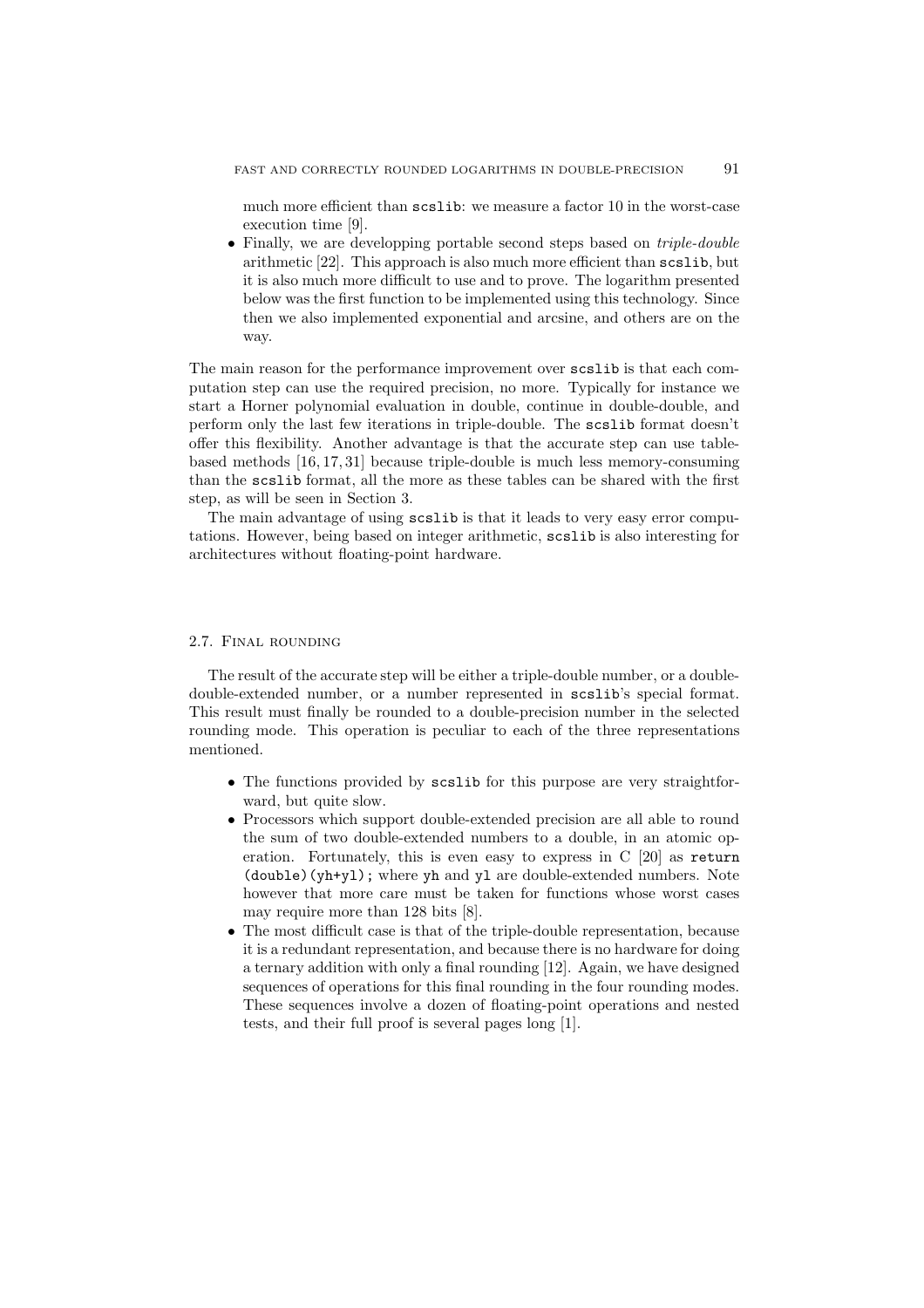much more efficient than `scslib`: we measure a factor 10 in the worst-case execution time [9].

- Finally, we are developping portable second steps based on *triple-double* arithmetic [22]. This approach is also much more efficient than `scslib`, but it is also much more difficult to use and to prove. The logarithm presented below was the first function to be implemented using this technology. Since then we also implemented exponential and arcsine, and others are on the way.

The main reason for the performance improvement over `scslib` is that each computation step can use the required precision, no more. Typically for instance we start a Horner polynomial evaluation in double, continue in double-double, and perform only the last few iterations in triple-double. The `scslib` format doesn't offer this flexibility. Another advantage is that the accurate step can use table-based methods [16, 17, 31] because triple-double is much less memory-consuming than the `scslib` format, all the more as these tables can be shared with the first step, as will be seen in Section 3.

The main advantage of using `scslib` is that it leads to very easy error computations. However, being based on integer arithmetic, `scslib` is also interesting for architectures without floating-point hardware.

### 2.7. Final rounding

The result of the accurate step will be either a triple-double number, or a double-double-extended number, or a number represented in `scslib`'s special format. This result must finally be rounded to a double-precision number in the selected rounding mode. This operation is peculiar to each of the three representations mentioned.

- The functions provided by `scslib` for this purpose are very straightforward, but quite slow.
- Processors which support double-extended precision are all able to round the sum of two double-extended numbers to a double, in an atomic operation. Fortunately, this is even easy to express in C [20] as `return (double)(yh+yl);` where `yh` and `yl` are double-extended numbers. Note however that more care must be taken for functions whose worst cases may require more than 128 bits [8].
- The most difficult case is that of the triple-double representation, because it is a redundant representation, and because there is no hardware for doing a ternary addition with only a final rounding [12]. Again, we have designed sequences of operations for this final rounding in the four rounding modes. These sequences involve a dozen of floating-point operations and nested tests, and their full proof is several pages long [1].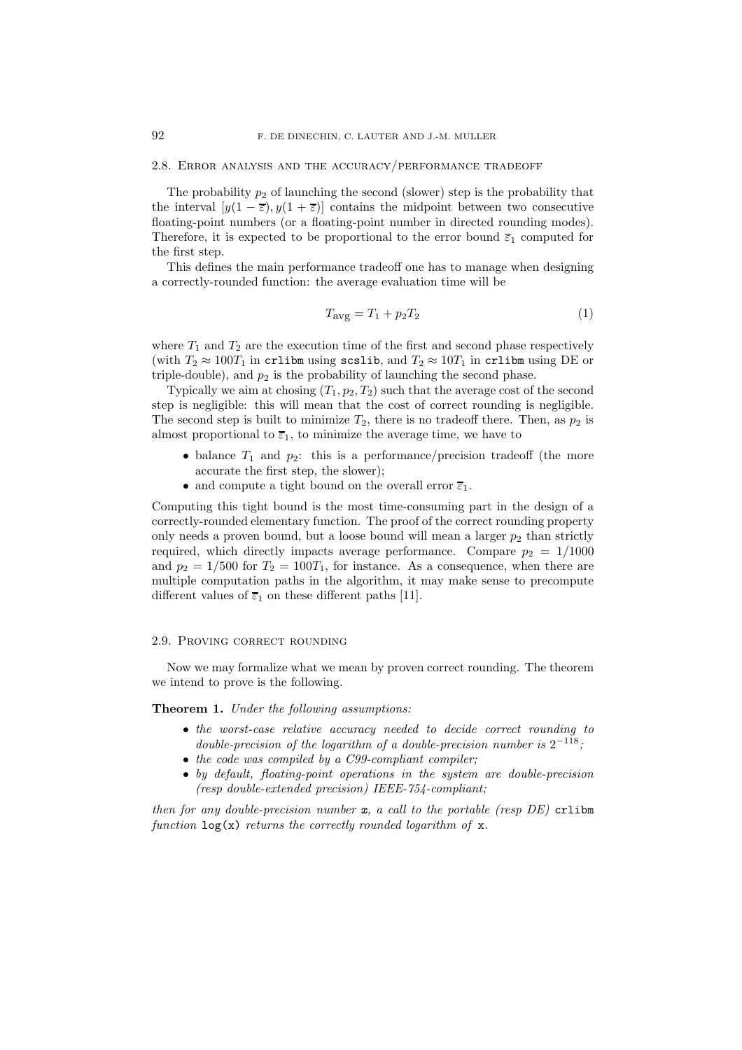### 2.8. Error analysis and the accuracy/performance tradeoff

The probability $p_2$ of launching the second (slower) step is the probability that the interval $[y(1-\overline{\varepsilon}), y(1+\overline{\varepsilon})]$ contains the midpoint between two consecutive floating-point numbers (or a floating-point number in directed rounding modes). Therefore, it is expected to be proportional to the error bound $\overline{\varepsilon}_1$ computed for the first step.

This defines the main performance tradeoff one has to manage when designing a correctly-rounded function: the average evaluation time will be

$$T_{\text{avg}} = T_1 + p_2 T_2 \tag{1}$$

where $T_1$ and $T_2$ are the execution time of the first and second phase respectively (with $T_2 \approx 100 T_1$ in `crlibm` using `scslib`, and $T_2 \approx 10 T_1$ in `crlibm` using DE or triple-double), and $p_2$ is the probability of launching the second phase.

Typically we aim at chosing $(T_1, p_2, T_2)$ such that the average cost of the second step is negligible: this will mean that the cost of correct rounding is negligible. The second step is built to minimize $T_2$, there is no tradeoff there. Then, as $p_2$ is almost proportional to $\overline{\varepsilon}_1$, to minimize the average time, we have to

- balance $T_1$ and $p_2$: this is a performance/precision tradeoff (the more accurate the first step, the slower);
- and compute a tight bound on the overall error $\overline{\varepsilon}_1$.

Computing this tight bound is the most time-consuming part in the design of a correctly-rounded elementary function. The proof of the correct rounding property only needs a proven bound, but a loose bound will mean a larger $p_2$ than strictly required, which directly impacts average performance. Compare $p_2 = 1/1000$ and $p_2 = 1/500$ for $T_2 = 100 T_1$, for instance. As a consequence, when there are multiple computation paths in the algorithm, it may make sense to precompute different values of $\overline{\varepsilon}_1$ on these different paths [11].

### 2.9. Proving correct rounding

Now we may formalize what we mean by proven correct rounding. The theorem we intend to prove is the following.

**Theorem 1.** *Under the following assumptions:*

- *the worst-case relative accuracy needed to decide correct rounding to double-precision of the logarithm of a double-precision number is* $2^{-118}$*;*
- *the code was compiled by a C99-compliant compiler;*
- *by default, floating-point operations in the system are double-precision (resp double-extended precision) IEEE-754-compliant;*

*then for any double-precision number* $x$*, a call to the portable (resp DE)* `crlibm` *function* `log(x)` *returns the correctly rounded logarithm of* `x`*.*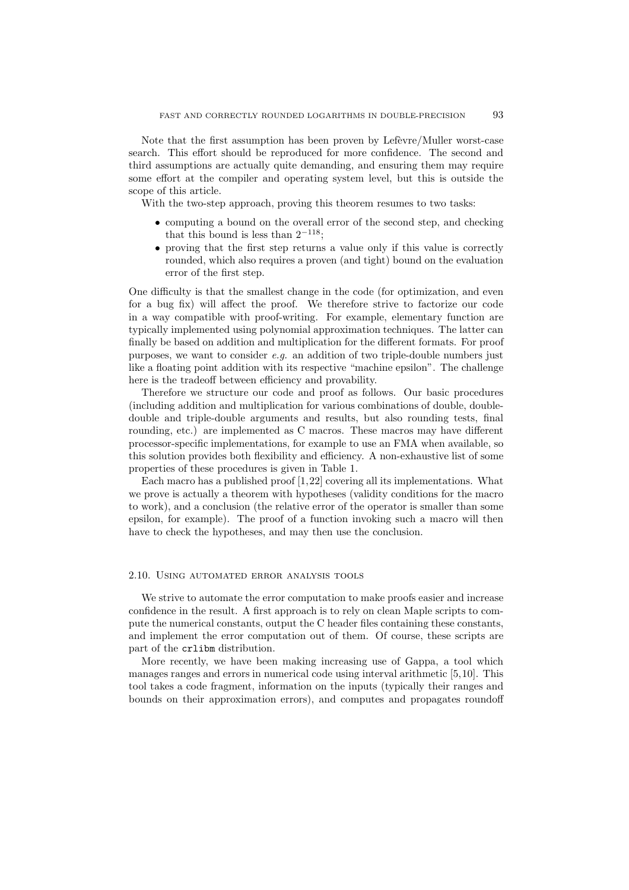Note that the first assumption has been proven by Lefèvre/Muller worst-case search. This effort should be reproduced for more confidence. The second and third assumptions are actually quite demanding, and ensuring them may require some effort at the compiler and operating system level, but this is outside the scope of this article.

With the two-step approach, proving this theorem resumes to two tasks:

- computing a bound on the overall error of the second step, and checking that this bound is less than $2^{-118}$;
- proving that the first step returns a value only if this value is correctly rounded, which also requires a proven (and tight) bound on the evaluation error of the first step.

One difficulty is that the smallest change in the code (for optimization, and even for a bug fix) will affect the proof. We therefore strive to factorize our code in a way compatible with proof-writing. For example, elementary function are typically implemented using polynomial approximation techniques. The latter can finally be based on addition and multiplication for the different formats. For proof purposes, we want to consider *e.g.* an addition of two triple-double numbers just like a floating point addition with its respective "machine epsilon". The challenge here is the tradeoff between efficiency and provability.

Therefore we structure our code and proof as follows. Our basic procedures (including addition and multiplication for various combinations of double, double-double and triple-double arguments and results, but also rounding tests, final rounding, etc.) are implemented as C macros. These macros may have different processor-specific implementations, for example to use an FMA when available, so this solution provides both flexibility and efficiency. A non-exhaustive list of some properties of these procedures is given in Table 1.

Each macro has a published proof [1,22] covering all its implementations. What we prove is actually a theorem with hypotheses (validity conditions for the macro to work), and a conclusion (the relative error of the operator is smaller than some epsilon, for example). The proof of a function invoking such a macro will then have to check the hypotheses, and may then use the conclusion.

### 2.10. Using automated error analysis tools

We strive to automate the error computation to make proofs easier and increase confidence in the result. A first approach is to rely on clean Maple scripts to compute the numerical constants, output the C header files containing these constants, and implement the error computation out of them. Of course, these scripts are part of the `crlibm` distribution.

More recently, we have been making increasing use of Gappa, a tool which manages ranges and errors in numerical code using interval arithmetic [5,10]. This tool takes a code fragment, information on the inputs (typically their ranges and bounds on their approximation errors), and computes and propagates roundoff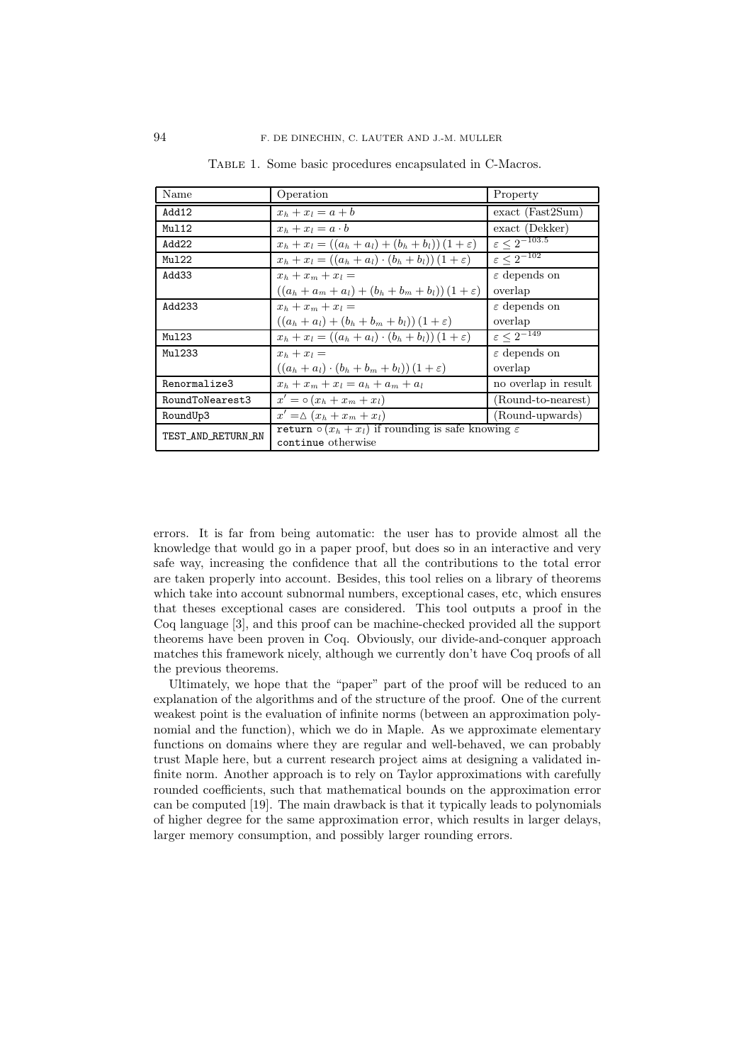Table 1. Some basic procedures encapsulated in C-Macros.

| Name | Operation | Property |
|---|---|---|
| `Add12` | $x_h + x_l = a + b$ | exact (Fast2Sum) |
| `Mul12` | $x_h + x_l = a \cdot b$ | exact (Dekker) |
| `Add22` | $x_h + x_l = ((a_h + a_l) + (b_h + b_l))(1 + \varepsilon)$ | $\varepsilon \leq 2^{-103.5}$ |
| `Mul22` | $x_h + x_l = ((a_h + a_l) \cdot (b_h + b_l))(1 + \varepsilon)$ | $\varepsilon \leq 2^{-102}$ |
| `Add33` | $x_h + x_m + x_l =$ $((a_h + a_m + a_l) + (b_h + b_m + b_l))(1 + \varepsilon)$ | $\varepsilon$ depends on overlap |
| `Add233` | $x_h + x_m + x_l =$ $((a_h + a_l) + (b_h + b_m + b_l))(1 + \varepsilon)$ | $\varepsilon$ depends on overlap |
| `Mul23` | $x_h + x_l = ((a_h + a_l) \cdot (b_h + b_l))(1 + \varepsilon)$ | $\varepsilon \leq 2^{-149}$ |
| `Mul233` | $x_h + x_l =$ $((a_h + a_l) \cdot (b_h + b_m + b_l))(1 + \varepsilon)$ | $\varepsilon$ depends on overlap |
| `Renormalize3` | $x_h + x_m + x_l = a_h + a_m + a_l$ | no overlap in result |
| `RoundToNearest3` | $x' = \circ(x_h + x_m + x_l)$ | (Round-to-nearest) |
| `RoundUp3` | $x' = \triangle(x_h + x_m + x_l)$ | (Round-upwards) |
| `TEST_AND_RETURN_RN` | `return` $\circ(x_h + x_l)$ if rounding is safe knowing $\varepsilon$ `continue` otherwise | |

errors. It is far from being automatic: the user has to provide almost all the knowledge that would go in a paper proof, but does so in an interactive and very safe way, increasing the confidence that all the contributions to the total error are taken properly into account. Besides, this tool relies on a library of theorems which take into account subnormal numbers, exceptional cases, etc, which ensures that theses exceptional cases are considered. This tool outputs a proof in the Coq language [3], and this proof can be machine-checked provided all the support theorems have been proven in Coq. Obviously, our divide-and-conquer approach matches this framework nicely, although we currently don't have Coq proofs of all the previous theorems.

Ultimately, we hope that the "paper" part of the proof will be reduced to an explanation of the algorithms and of the structure of the proof. One of the current weakest point is the evaluation of infinite norms (between an approximation polynomial and the function), which we do in Maple. As we approximate elementary functions on domains where they are regular and well-behaved, we can probably trust Maple here, but a current research project aims at designing a validated infinite norm. Another approach is to rely on Taylor approximations with carefully rounded coefficients, such that mathematical bounds on the approximation error can be computed [19]. The main drawback is that it typically leads to polynomials of higher degree for the same approximation error, which results in larger delays, larger memory consumption, and possibly larger rounding errors.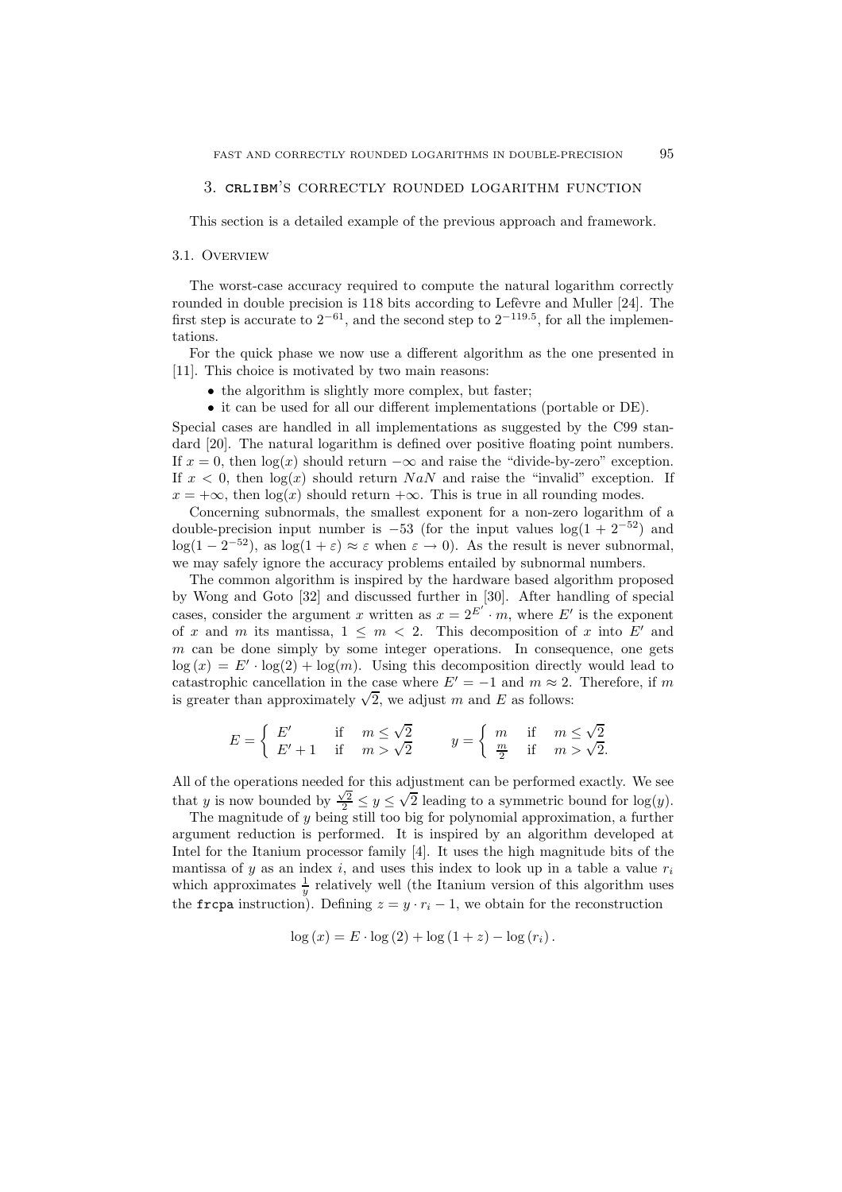## 3. crlibm's correctly rounded logarithm function

This section is a detailed example of the previous approach and framework.

### 3.1. Overview

The worst-case accuracy required to compute the natural logarithm correctly rounded in double precision is 118 bits according to Lefèvre and Muller [24]. The first step is accurate to $2^{-61}$, and the second step to $2^{-119.5}$, for all the implementations.

For the quick phase we now use a different algorithm as the one presented in [11]. This choice is motivated by two main reasons:

- the algorithm is slightly more complex, but faster;
- it can be used for all our different implementations (portable or DE).

Special cases are handled in all implementations as suggested by the C99 standard [20]. The natural logarithm is defined over positive floating point numbers. If $x = 0$, then $\log(x)$ should return $-\infty$ and raise the "divide-by-zero" exception. If $x < 0$, then $\log(x)$ should return $NaN$ and raise the "invalid" exception. If $x = +\infty$, then $\log(x)$ should return $+\infty$. This is true in all rounding modes.

Concerning subnormals, the smallest exponent for a non-zero logarithm of a double-precision input number is $-53$ (for the input values $\log(1 + 2^{-52})$ and $\log(1 - 2^{-52})$, as $\log(1 + \varepsilon) \approx \varepsilon$ when $\varepsilon \to 0$). As the result is never subnormal, we may safely ignore the accuracy problems entailed by subnormal numbers.

The common algorithm is inspired by the hardware based algorithm proposed by Wong and Goto [32] and discussed further in [30]. After handling of special cases, consider the argument $x$ written as $x = 2^{E'} \cdot m$, where $E'$ is the exponent of $x$ and $m$ its mantissa, $1 \leq m < 2$. This decomposition of $x$ into $E'$ and $m$ can be done simply by some integer operations. In consequence, one gets $\log(x) = E' \cdot \log(2) + \log(m)$. Using this decomposition directly would lead to catastrophic cancellation in the case where $E' = -1$ and $m \approx 2$. Therefore, if $m$ is greater than approximately $\sqrt{2}$, we adjust $m$ and $E$ as follows:

$$E = \begin{cases} E' & \text{if} \quad m \leq \sqrt{2} \\ E' + 1 & \text{if} \quad m > \sqrt{2} \end{cases} \qquad y = \begin{cases} m & \text{if} \quad m \leq \sqrt{2} \\ \frac{m}{2} & \text{if} \quad m > \sqrt{2}. \end{cases}$$

All of the operations needed for this adjustment can be performed exactly. We see that $y$ is now bounded by $\frac{\sqrt{2}}{2} \leq y \leq \sqrt{2}$ leading to a symmetric bound for $\log(y)$.

The magnitude of $y$ being still too big for polynomial approximation, a further argument reduction is performed. It is inspired by an algorithm developed at Intel for the Itanium processor family [4]. It uses the high magnitude bits of the mantissa of $y$ as an index $i$, and uses this index to look up in a table a value $r_i$ which approximates $\frac{1}{y}$ relatively well (the Itanium version of this algorithm uses the `frcpa` instruction). Defining $z = y \cdot r_i - 1$, we obtain for the reconstruction

$$\log(x) = E \cdot \log(2) + \log(1 + z) - \log(r_i).$$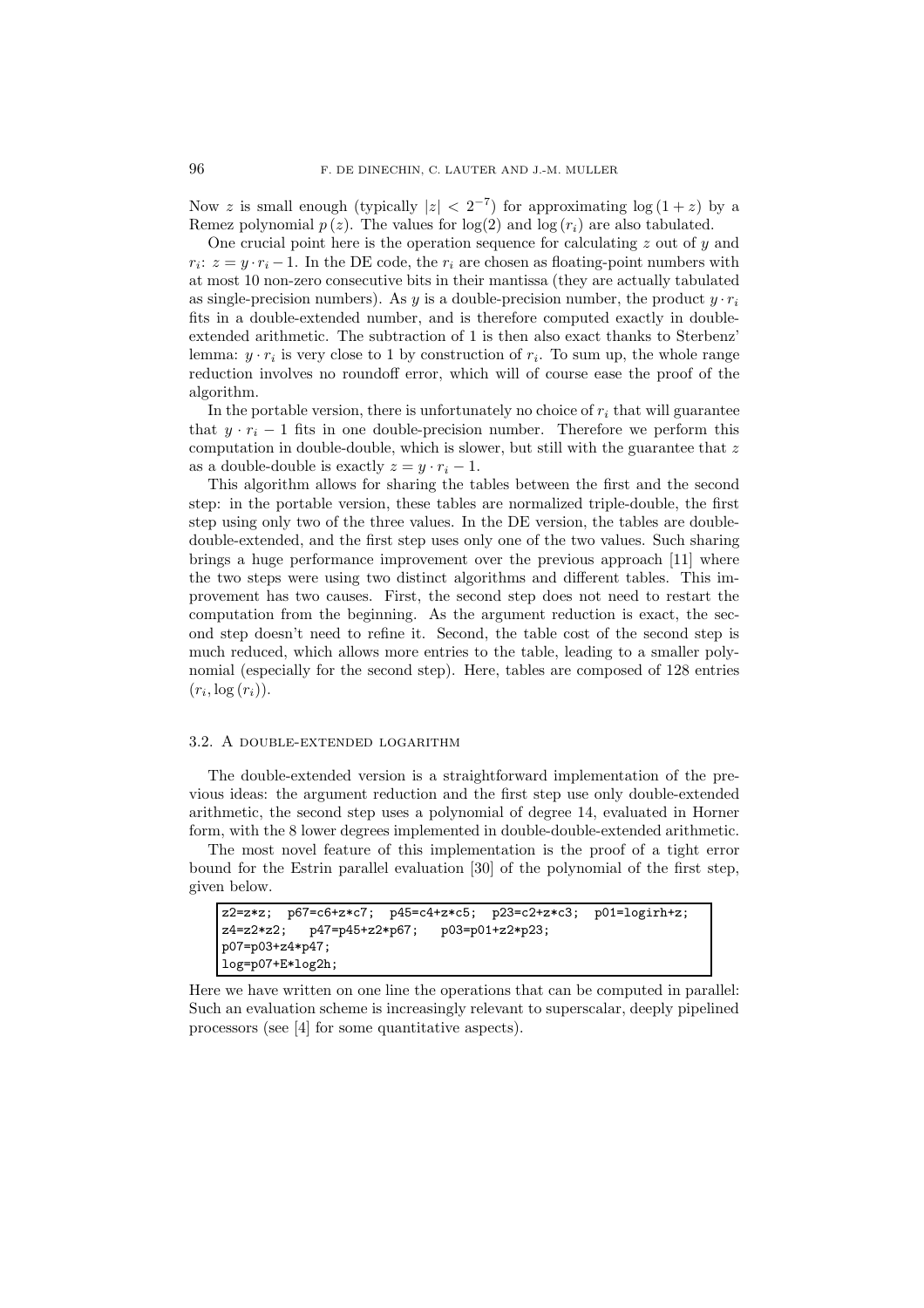Now $z$ is small enough (typically $|z| < 2^{-7}$) for approximating $\log(1+z)$ by a Remez polynomial $p(z)$. The values for $\log(2)$ and $\log(r_i)$ are also tabulated.

One crucial point here is the operation sequence for calculating $z$ out of $y$ and $r_i$: $z = y \cdot r_i - 1$. In the DE code, the $r_i$ are chosen as floating-point numbers with at most 10 non-zero consecutive bits in their mantissa (they are actually tabulated as single-precision numbers). As $y$ is a double-precision number, the product $y \cdot r_i$ fits in a double-extended number, and is therefore computed exactly in double-extended arithmetic. The subtraction of 1 is then also exact thanks to Sterbenz' lemma: $y \cdot r_i$ is very close to 1 by construction of $r_i$. To sum up, the whole range reduction involves no roundoff error, which will of course ease the proof of the algorithm.

In the portable version, there is unfortunately no choice of $r_i$ that will guarantee that $y \cdot r_i - 1$ fits in one double-precision number. Therefore we perform this computation in double-double, which is slower, but still with the guarantee that $z$ as a double-double is exactly $z = y \cdot r_i - 1$.

This algorithm allows for sharing the tables between the first and the second step: in the portable version, these tables are normalized triple-double, the first step using only two of the three values. In the DE version, the tables are double-double-extended, and the first step uses only one of the two values. Such sharing brings a huge performance improvement over the previous approach [11] where the two steps were using two distinct algorithms and different tables. This improvement has two causes. First, the second step does not need to restart the computation from the beginning. As the argument reduction is exact, the second step doesn't need to refine it. Second, the table cost of the second step is much reduced, which allows more entries to the table, leading to a smaller polynomial (especially for the second step). Here, tables are composed of 128 entries $(r_i, \log(r_i))$.

### 3.2. A double-extended logarithm

The double-extended version is a straightforward implementation of the previous ideas: the argument reduction and the first step use only double-extended arithmetic, the second step uses a polynomial of degree 14, evaluated in Horner form, with the 8 lower degrees implemented in double-double-extended arithmetic.

The most novel feature of this implementation is the proof of a tight error bound for the Estrin parallel evaluation [30] of the polynomial of the first step, given below.

```
z2=z*z;  p67=c6+z*c7;  p45=c4+z*c5;  p23=c2+z*c3;  p01=logirh+z;
z4=z2*z2;   p47=p45+z2*p67;   p03=p01+z2*p23;
p07=p03+z4*p47;
log=p07+E*log2h;
```

Here we have written on one line the operations that can be computed in parallel: Such an evaluation scheme is increasingly relevant to superscalar, deeply pipelined processors (see [4] for some quantitative aspects).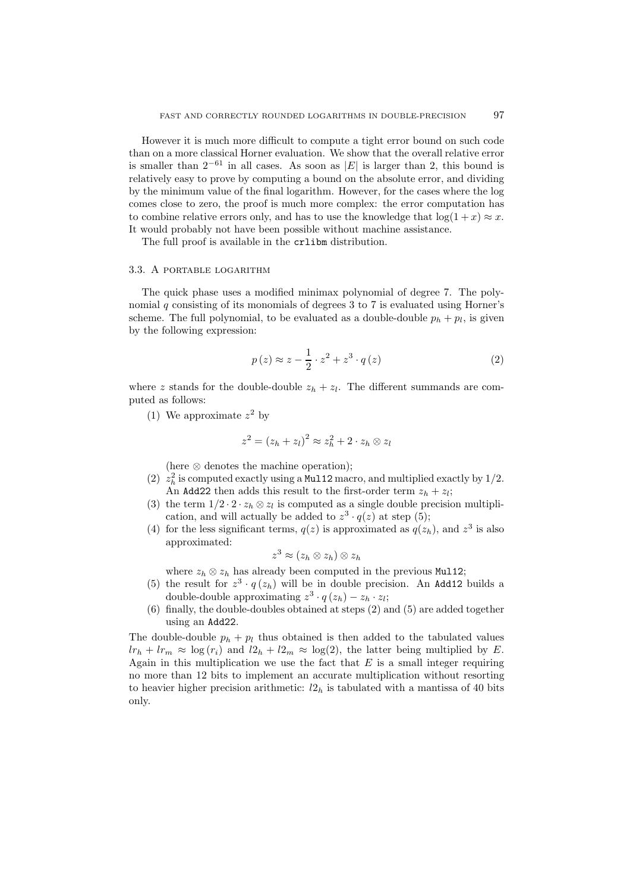However it is much more difficult to compute a tight error bound on such code than on a more classical Horner evaluation. We show that the overall relative error is smaller than $2^{-61}$ in all cases. As soon as $|E|$ is larger than 2, this bound is relatively easy to prove by computing a bound on the absolute error, and dividing by the minimum value of the final logarithm. However, for the cases where the log comes close to zero, the proof is much more complex: the error computation has to combine relative errors only, and has to use the knowledge that $\log(1+x) \approx x$. It would probably not have been possible without machine assistance.

The full proof is available in the `crlibm` distribution.

### 3.3. A portable logarithm

The quick phase uses a modified minimax polynomial of degree 7. The polynomial $q$ consisting of its monomials of degrees 3 to 7 is evaluated using Horner's scheme. The full polynomial, to be evaluated as a double-double $p_h + p_l$, is given by the following expression:

$$p(z) \approx z - \frac{1}{2} \cdot z^2 + z^3 \cdot q(z) \tag{2}$$

where $z$ stands for the double-double $z_h + z_l$. The different summands are computed as follows:

1. We approximate $z^2$ by
$$z^2 = (z_h + z_l)^2 \approx z_h^2 + 2 \cdot z_h \otimes z_l$$
(here $\otimes$ denotes the machine operation);
2. $z_h^2$ is computed exactly using a `Mul12` macro, and multiplied exactly by $1/2$. An `Add22` then adds this result to the first-order term $z_h + z_l$;
3. the term $1/2 \cdot 2 \cdot z_h \otimes z_l$ is computed as a single double precision multiplication, and will actually be added to $z^3 \cdot q(z)$ at step (5);
4. for the less significant terms, $q(z)$ is approximated as $q(z_h)$, and $z^3$ is also approximated:
$$z^3 \approx (z_h \otimes z_h) \otimes z_h$$
where $z_h \otimes z_h$ has already been computed in the previous `Mul12`;
5. the result for $z^3 \cdot q(z_h)$ will be in double precision. An `Add12` builds a double-double approximating $z^3 \cdot q(z_h) - z_h \cdot z_l$;
6. finally, the double-doubles obtained at steps (2) and (5) are added together using an `Add22`.

The double-double $p_h + p_l$ thus obtained is then added to the tabulated values $lr_h + lr_m \approx \log(r_i)$ and $l2_h + l2_m \approx \log(2)$, the latter being multiplied by $E$. Again in this multiplication we use the fact that $E$ is a small integer requiring no more than 12 bits to implement an accurate multiplication without resorting to heavier higher precision arithmetic: $l2_h$ is tabulated with a mantissa of 40 bits only.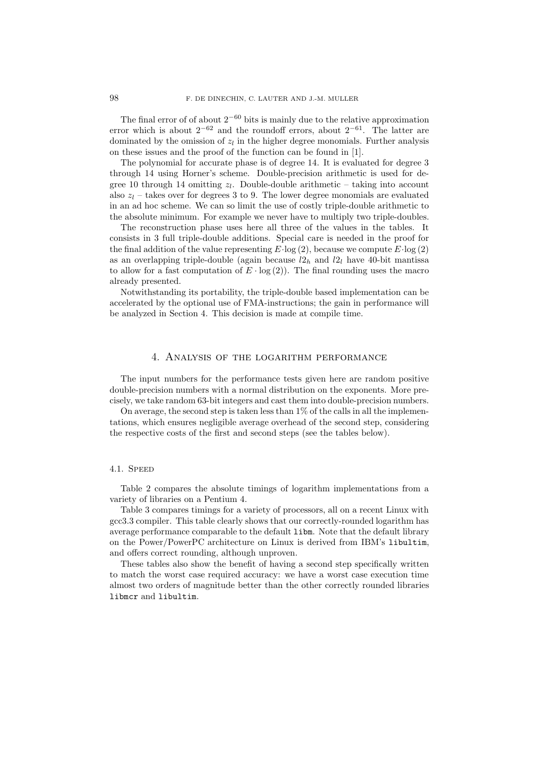The final error of of about $2^{-60}$ bits is mainly due to the relative approximation error which is about $2^{-62}$ and the roundoff errors, about $2^{-61}$. The latter are dominated by the omission of $z_l$ in the higher degree monomials. Further analysis on these issues and the proof of the function can be found in [1].

The polynomial for accurate phase is of degree 14. It is evaluated for degree 3 through 14 using Horner's scheme. Double-precision arithmetic is used for degree 10 through 14 omitting $z_l$. Double-double arithmetic – taking into account also $z_l$ – takes over for degrees 3 to 9. The lower degree monomials are evaluated in an ad hoc scheme. We can so limit the use of costly triple-double arithmetic to the absolute minimum. For example we never have to multiply two triple-doubles.

The reconstruction phase uses here all three of the values in the tables. It consists in 3 full triple-double additions. Special care is needed in the proof for the final addition of the value representing $E \cdot \log(2)$, because we compute $E \cdot \log(2)$ as an overlapping triple-double (again because $l2_h$ and $l2_l$ have 40-bit mantissa to allow for a fast computation of $E \cdot \log(2)$). The final rounding uses the macro already presented.

Notwithstanding its portability, the triple-double based implementation can be accelerated by the optional use of FMA-instructions; the gain in performance will be analyzed in Section 4. This decision is made at compile time.

## 4. Analysis of the logarithm performance

The input numbers for the performance tests given here are random positive double-precision numbers with a normal distribution on the exponents. More precisely, we take random 63-bit integers and cast them into double-precision numbers.

On average, the second step is taken less than 1% of the calls in all the implementations, which ensures negligible average overhead of the second step, considering the respective costs of the first and second steps (see the tables below).

### 4.1. Speed

Table 2 compares the absolute timings of logarithm implementations from a variety of libraries on a Pentium 4.

Table 3 compares timings for a variety of processors, all on a recent Linux with gcc3.3 compiler. This table clearly shows that our correctly-rounded logarithm has average performance comparable to the default `libm`. Note that the default library on the Power/PowerPC architecture on Linux is derived from IBM's `libultim`, and offers correct rounding, although unproven.

These tables also show the benefit of having a second step specifically written to match the worst case required accuracy: we have a worst case execution time almost two orders of magnitude better than the other correctly rounded libraries `libmcr` and `libultim`.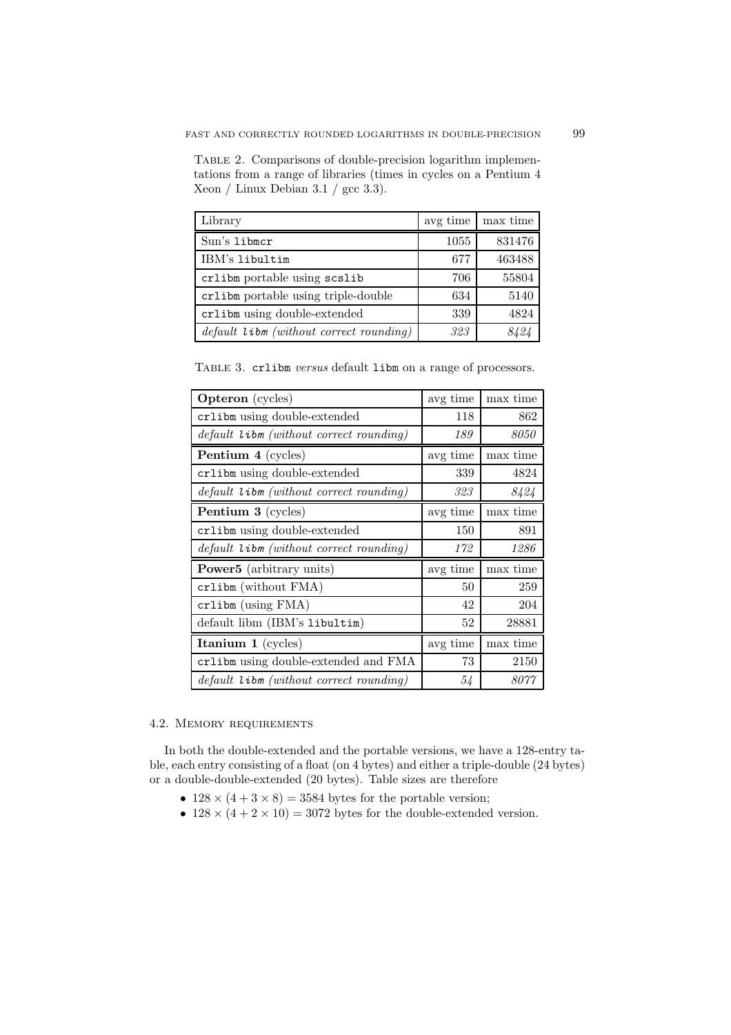Table 2. Comparisons of double-precision logarithm implementations from a range of libraries (times in cycles on a Pentium 4 Xeon / Linux Debian 3.1 / gcc 3.3).

| Library | avg time | max time |
|---|---|---|
| Sun's `libmcr` | 1055 | 831476 |
| IBM's `libultim` | 677 | 463488 |
| `crlibm` portable using `scslib` | 706 | 55804 |
| `crlibm` portable using triple-double | 634 | 5140 |
| `crlibm` using double-extended | 339 | 4824 |
| *default `libm` (without correct rounding)* | *323* | *8424* |

Table 3. `crlibm` *versus* default `libm` on a range of processors.

| **Opteron** (cycles) | avg time | max time |
|---|---|---|
| `crlibm` using double-extended | 118 | 862 |
| *default `libm` (without correct rounding)* | *189* | *8050* |
| **Pentium 4** (cycles) | avg time | max time |
| `crlibm` using double-extended | 339 | 4824 |
| *default `libm` (without correct rounding)* | *323* | *8424* |
| **Pentium 3** (cycles) | avg time | max time |
| `crlibm` using double-extended | 150 | 891 |
| *default `libm` (without correct rounding)* | *172* | *1286* |
| **Power5** (arbitrary units) | avg time | max time |
| `crlibm` (without FMA) | 50 | 259 |
| `crlibm` (using FMA) | 42 | 204 |
| default libm (IBM's `libultim`) | 52 | 28881 |
| **Itanium 1** (cycles) | avg time | max time |
| `crlibm` using double-extended and FMA | 73 | 2150 |
| *default `libm` (without correct rounding)* | *54* | *8077* |

### 4.2. Memory requirements

In both the double-extended and the portable versions, we have a 128-entry table, each entry consisting of a float (on 4 bytes) and either a triple-double (24 bytes) or a double-double-extended (20 bytes). Table sizes are therefore

- $128 \times (4 + 3 \times 8) = 3584$ bytes for the portable version;
- $128 \times (4 + 2 \times 10) = 3072$ bytes for the double-extended version.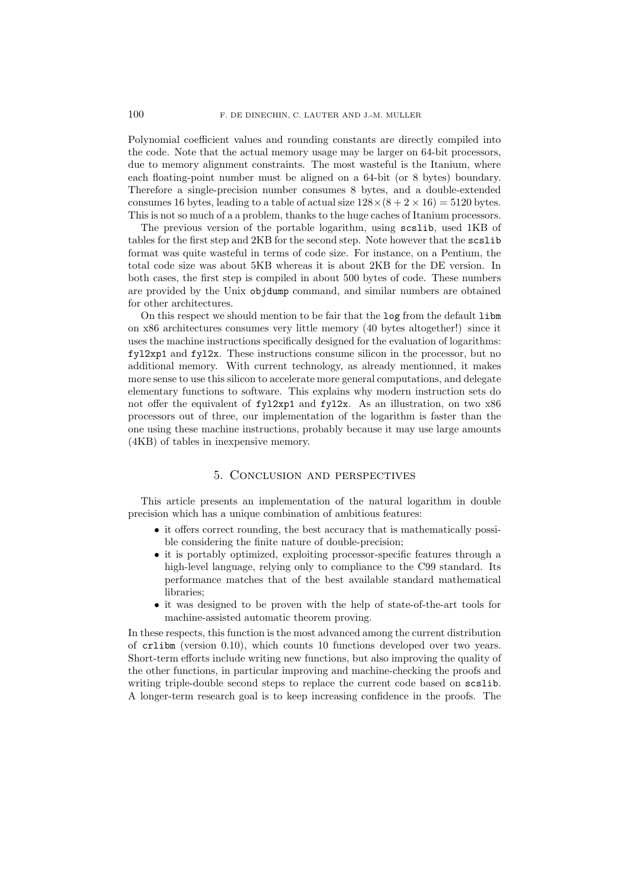Polynomial coefficient values and rounding constants are directly compiled into the code. Note that the actual memory usage may be larger on 64-bit processors, due to memory alignment constraints. The most wasteful is the Itanium, where each floating-point number must be aligned on a 64-bit (or 8 bytes) boundary. Therefore a single-precision number consumes 8 bytes, and a double-extended consumes 16 bytes, leading to a table of actual size $128 \times (8 + 2 \times 16) = 5120$ bytes. This is not so much of a a problem, thanks to the huge caches of Itanium processors.

The previous version of the portable logarithm, using `scslib`, used 1KB of tables for the first step and 2KB for the second step. Note however that the `scslib` format was quite wasteful in terms of code size. For instance, on a Pentium, the total code size was about 5KB whereas it is about 2KB for the DE version. In both cases, the first step is compiled in about 500 bytes of code. These numbers are provided by the Unix `objdump` command, and similar numbers are obtained for other architectures.

On this respect we should mention to be fair that the `log` from the default `libm` on x86 architectures consumes very little memory (40 bytes altogether!) since it uses the machine instructions specifically designed for the evaluation of logarithms: `fyl2xp1` and `fyl2x`. These instructions consume silicon in the processor, but no additional memory. With current technology, as already mentionned, it makes more sense to use this silicon to accelerate more general computations, and delegate elementary functions to software. This explains why modern instruction sets do not offer the equivalent of `fyl2xp1` and `fyl2x`. As an illustration, on two x86 processors out of three, our implementation of the logarithm is faster than the one using these machine instructions, probably because it may use large amounts (4KB) of tables in inexpensive memory.

## 5. Conclusion and perspectives

This article presents an implementation of the natural logarithm in double precision which has a unique combination of ambitious features:

- it offers correct rounding, the best accuracy that is mathematically possible considering the finite nature of double-precision;
- it is portably optimized, exploiting processor-specific features through a high-level language, relying only to compliance to the C99 standard. Its performance matches that of the best available standard mathematical libraries;
- it was designed to be proven with the help of state-of-the-art tools for machine-assisted automatic theorem proving.

In these respects, this function is the most advanced among the current distribution of `crlibm` (version 0.10), which counts 10 functions developed over two years. Short-term efforts include writing new functions, but also improving the quality of the other functions, in particular improving and machine-checking the proofs and writing triple-double second steps to replace the current code based on `scslib`. A longer-term research goal is to keep increasing confidence in the proofs. The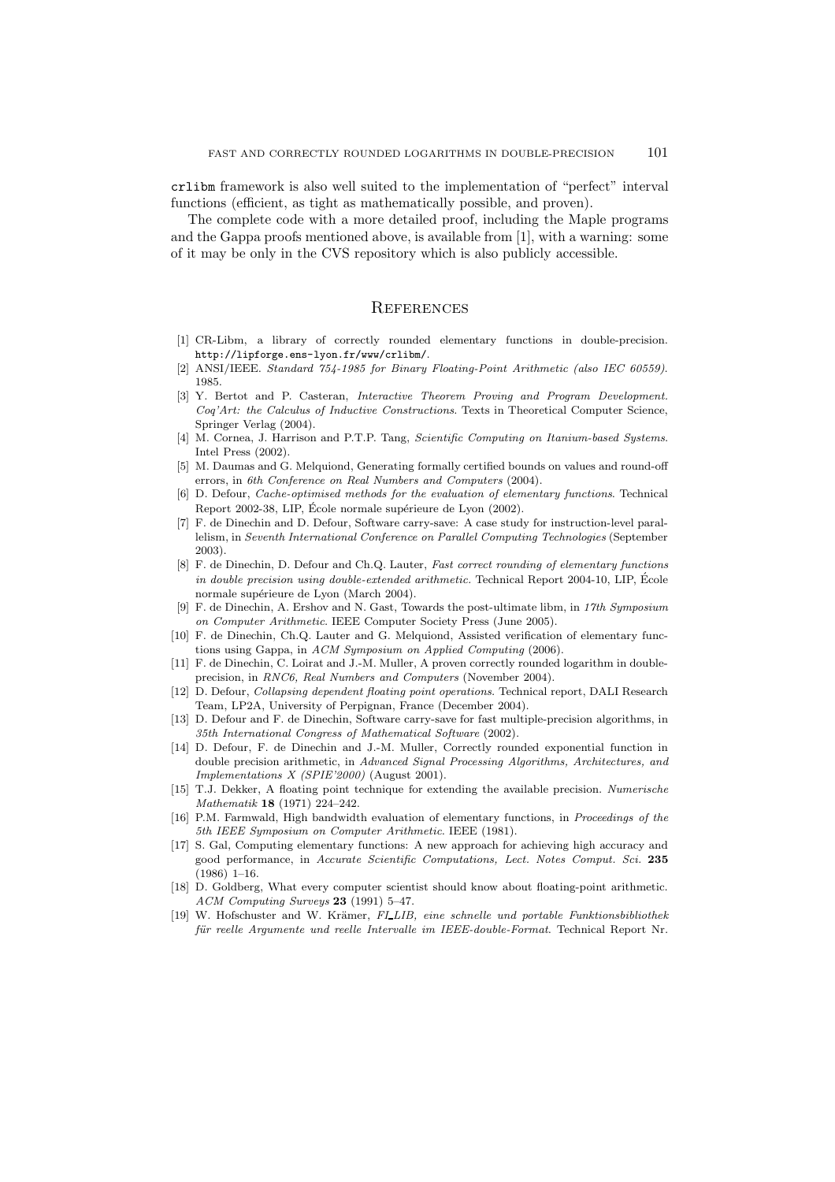crlibm framework is also well suited to the implementation of "perfect" interval functions (efficient, as tight as mathematically possible, and proven).

The complete code with a more detailed proof, including the Maple programs and the Gappa proofs mentioned above, is available from [1], with a warning: some of it may be only in the CVS repository which is also publicly accessible.

## References

[1] CR-Libm, a library of correctly rounded elementary functions in double-precision. http://lipforge.ens-lyon.fr/www/crlibm/.

[2] ANSI/IEEE. *Standard 754-1985 for Binary Floating-Point Arithmetic (also IEC 60559)*. 1985.

[3] Y. Bertot and P. Casteran, *Interactive Theorem Proving and Program Development. Coq'Art: the Calculus of Inductive Constructions*. Texts in Theoretical Computer Science, Springer Verlag (2004).

[4] M. Cornea, J. Harrison and P.T.P. Tang, *Scientific Computing on Itanium-based Systems*. Intel Press (2002).

[5] M. Daumas and G. Melquiond, Generating formally certified bounds on values and round-off errors, in *6th Conference on Real Numbers and Computers* (2004).

[6] D. Defour, *Cache-optimised methods for the evaluation of elementary functions*. Technical Report 2002-38, LIP, École normale supérieure de Lyon (2002).

[7] F. de Dinechin and D. Defour, Software carry-save: A case study for instruction-level parallelism, in *Seventh International Conference on Parallel Computing Technologies* (September 2003).

[8] F. de Dinechin, D. Defour and Ch.Q. Lauter, *Fast correct rounding of elementary functions in double precision using double-extended arithmetic*. Technical Report 2004-10, LIP, École normale supérieure de Lyon (March 2004).

[9] F. de Dinechin, A. Ershov and N. Gast, Towards the post-ultimate libm, in *17th Symposium on Computer Arithmetic*. IEEE Computer Society Press (June 2005).

[10] F. de Dinechin, Ch.Q. Lauter and G. Melquiond, Assisted verification of elementary functions using Gappa, in *ACM Symposium on Applied Computing* (2006).

[11] F. de Dinechin, C. Loirat and J.-M. Muller, A proven correctly rounded logarithm in double-precision, in *RNC6, Real Numbers and Computers* (November 2004).

[12] D. Defour, *Collapsing dependent floating point operations*. Technical report, DALI Research Team, LP2A, University of Perpignan, France (December 2004).

[13] D. Defour and F. de Dinechin, Software carry-save for fast multiple-precision algorithms, in *35th International Congress of Mathematical Software* (2002).

[14] D. Defour, F. de Dinechin and J.-M. Muller, Correctly rounded exponential function in double precision arithmetic, in *Advanced Signal Processing Algorithms, Architectures, and Implementations X (SPIE'2000)* (August 2001).

[15] T.J. Dekker, A floating point technique for extending the available precision. *Numerische Mathematik* **18** (1971) 224–242.

[16] P.M. Farmwald, High bandwidth evaluation of elementary functions, in *Proceedings of the 5th IEEE Symposium on Computer Arithmetic*. IEEE (1981).

[17] S. Gal, Computing elementary functions: A new approach for achieving high accuracy and good performance, in *Accurate Scientific Computations, Lect. Notes Comput. Sci.* **235** (1986) 1–16.

[18] D. Goldberg, What every computer scientist should know about floating-point arithmetic. *ACM Computing Surveys* **23** (1991) 5–47.

[19] W. Hofschuster and W. Krämer, *FI_LIB, eine schnelle und portable Funktionsbibliothek für reelle Argumente und reelle Intervalle im IEEE-double-Format*. Technical Report Nr.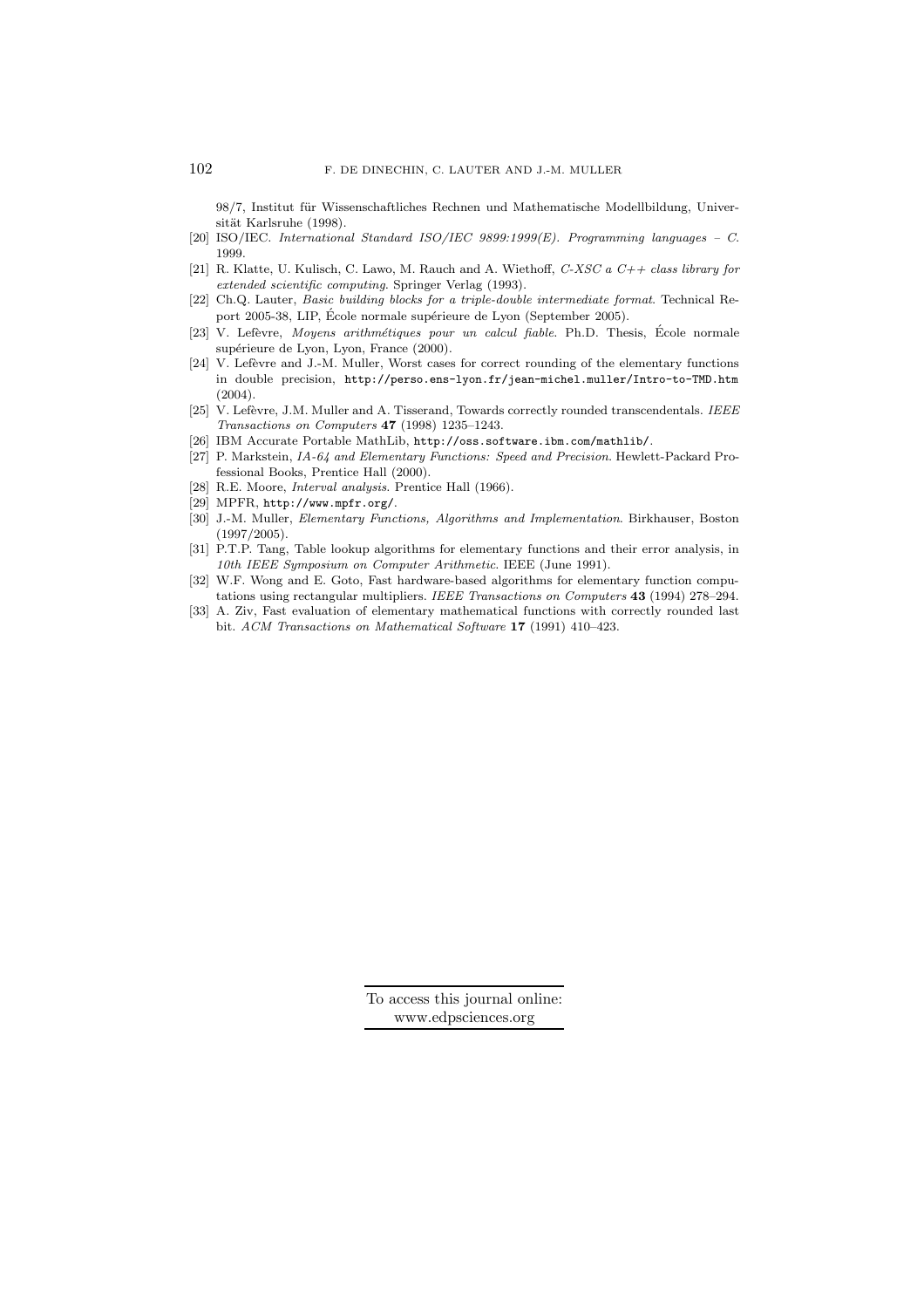98/7, Institut für Wissenschaftliches Rechnen und Mathematische Modellbildung, Universität Karlsruhe (1998).

[20] ISO/IEC. *International Standard ISO/IEC 9899:1999(E). Programming languages – C*. 1999.

[21] R. Klatte, U. Kulisch, C. Lawo, M. Rauch and A. Wiethoff, *C-XSC a C++ class library for extended scientific computing*. Springer Verlag (1993).

[22] Ch.Q. Lauter, *Basic building blocks for a triple-double intermediate format*. Technical Report 2005-38, LIP, École normale supérieure de Lyon (September 2005).

[23] V. Lefèvre, *Moyens arithmétiques pour un calcul fiable*. Ph.D. Thesis, École normale supérieure de Lyon, Lyon, France (2000).

[24] V. Lefèvre and J.-M. Muller, Worst cases for correct rounding of the elementary functions in double precision, http://perso.ens-lyon.fr/jean-michel.muller/Intro-to-TMD.htm (2004).

[25] V. Lefèvre, J.M. Muller and A. Tisserand, Towards correctly rounded transcendentals. *IEEE Transactions on Computers* **47** (1998) 1235–1243.

[26] IBM Accurate Portable MathLib, http://oss.software.ibm.com/mathlib/.

[27] P. Markstein, *IA-64 and Elementary Functions: Speed and Precision*. Hewlett-Packard Professional Books, Prentice Hall (2000).

[28] R.E. Moore, *Interval analysis*. Prentice Hall (1966).

[29] MPFR, http://www.mpfr.org/.

[30] J.-M. Muller, *Elementary Functions, Algorithms and Implementation*. Birkhauser, Boston (1997/2005).

[31] P.T.P. Tang, Table lookup algorithms for elementary functions and their error analysis, in *10th IEEE Symposium on Computer Arithmetic*. IEEE (June 1991).

[32] W.F. Wong and E. Goto, Fast hardware-based algorithms for elementary function computations using rectangular multipliers. *IEEE Transactions on Computers* **43** (1994) 278–294.

[33] A. Ziv, Fast evaluation of elementary mathematical functions with correctly rounded last bit. *ACM Transactions on Mathematical Software* **17** (1991) 410–423.

To access this journal online:
www.edpsciences.org